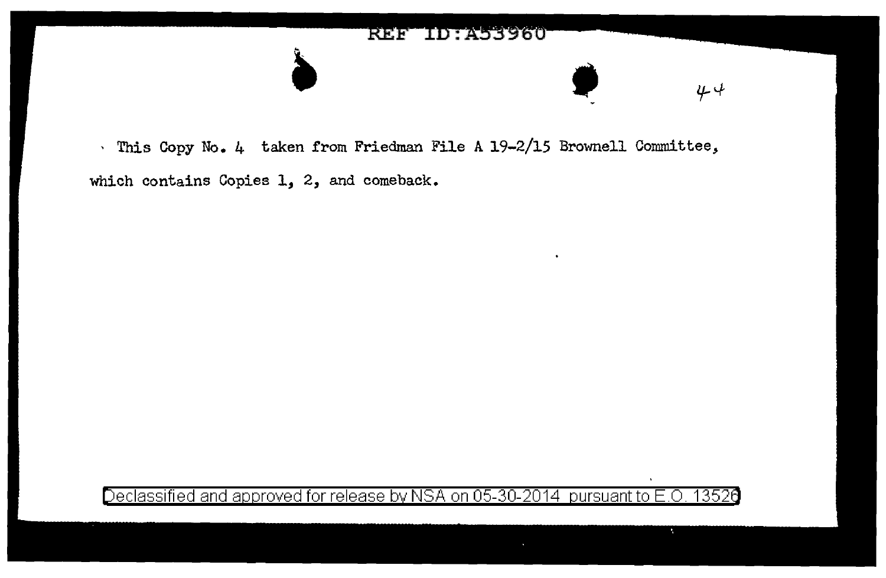This Copy No. 4 taken from Friedman File A 19-2/15 Brownell Committee, which contains Copies 1, 2, and comeback.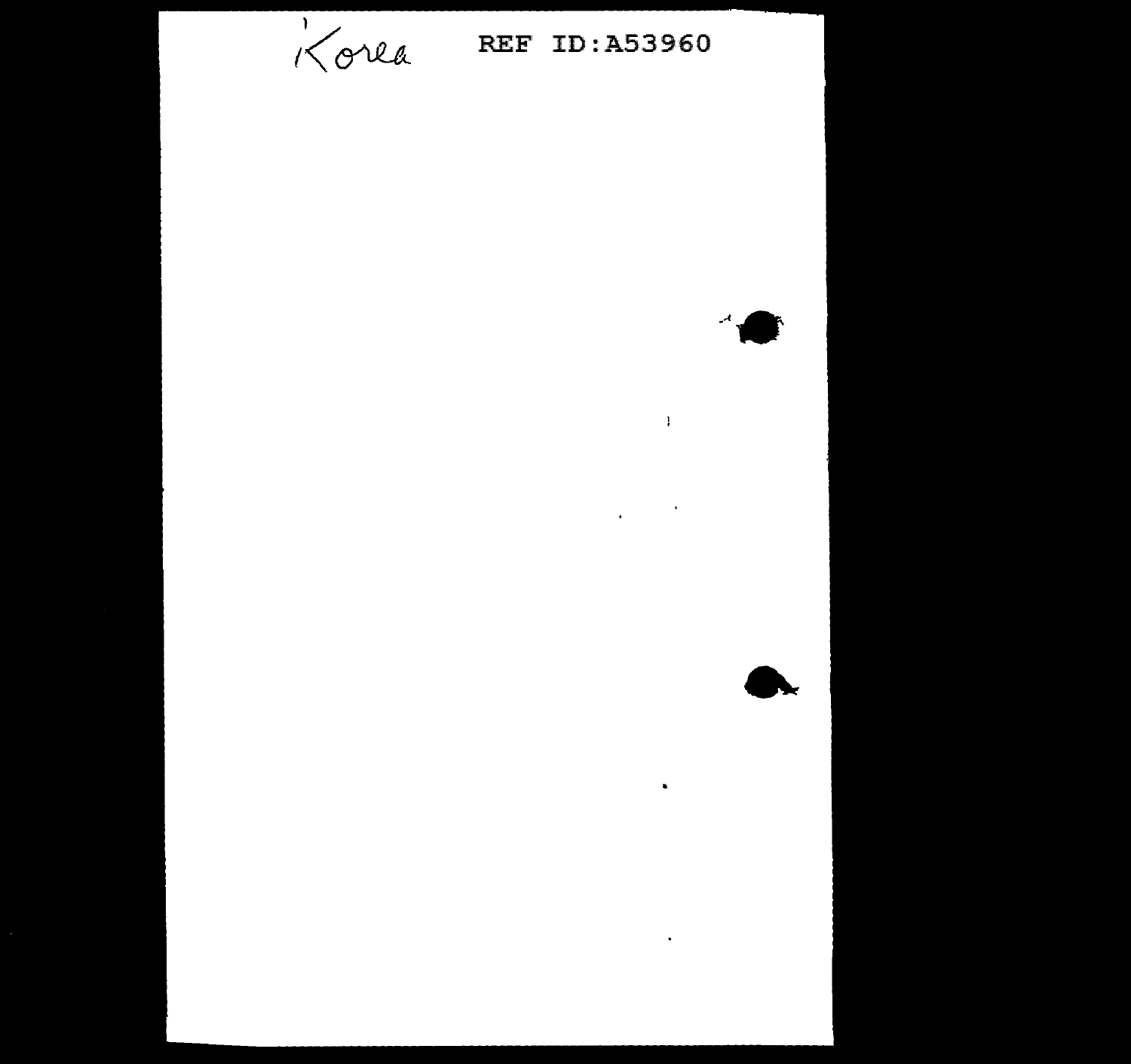Korea REF ID:A53960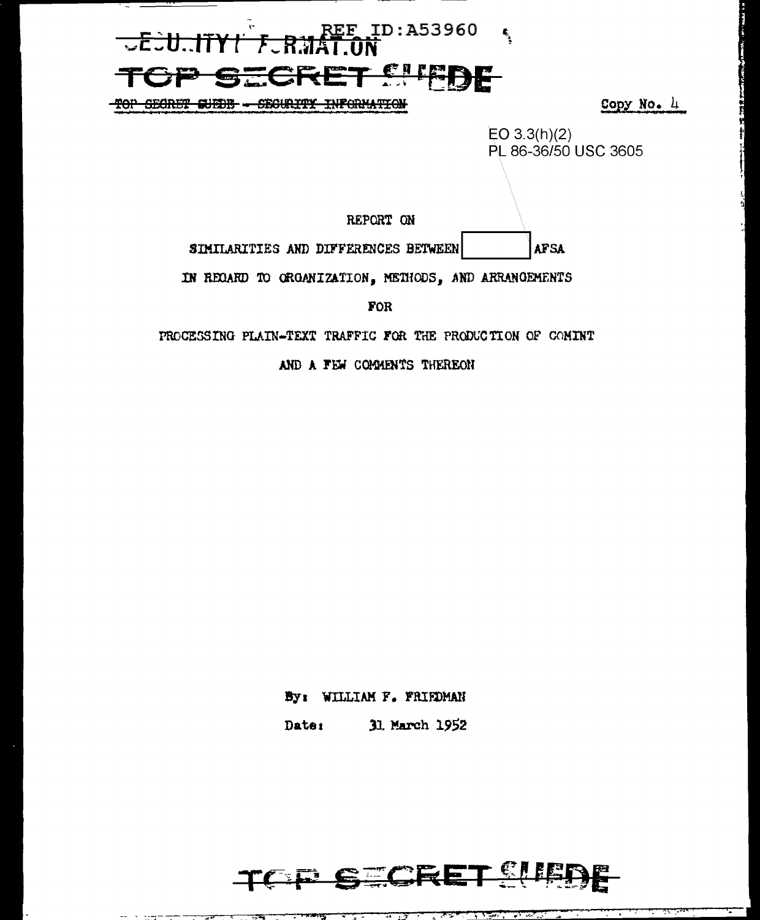SECURITY INFORMATION

TOP SECRET SUEDE

~~TOP SECRET SUEDE - SECURITY INFORMATION~~

Copy No. 4

EO 3.3(h)(2)
PL 86-36/50 USC 3605

REPORT ON

SIMILARITIES AND DIFFERENCES BETWEEN [ ] AFSA

IN REGARD TO ORGANIZATION, METHODS, AND ARRANGEMENTS

FOR

PROCESSING PLAIN-TEXT TRAFFIC FOR THE PRODUCTION OF COMINT

AND A FEW COMMENTS THEREON

By: WILLIAM F. FRIEDMAN

Date: 31 March 1952

TOP SECRET SUEDE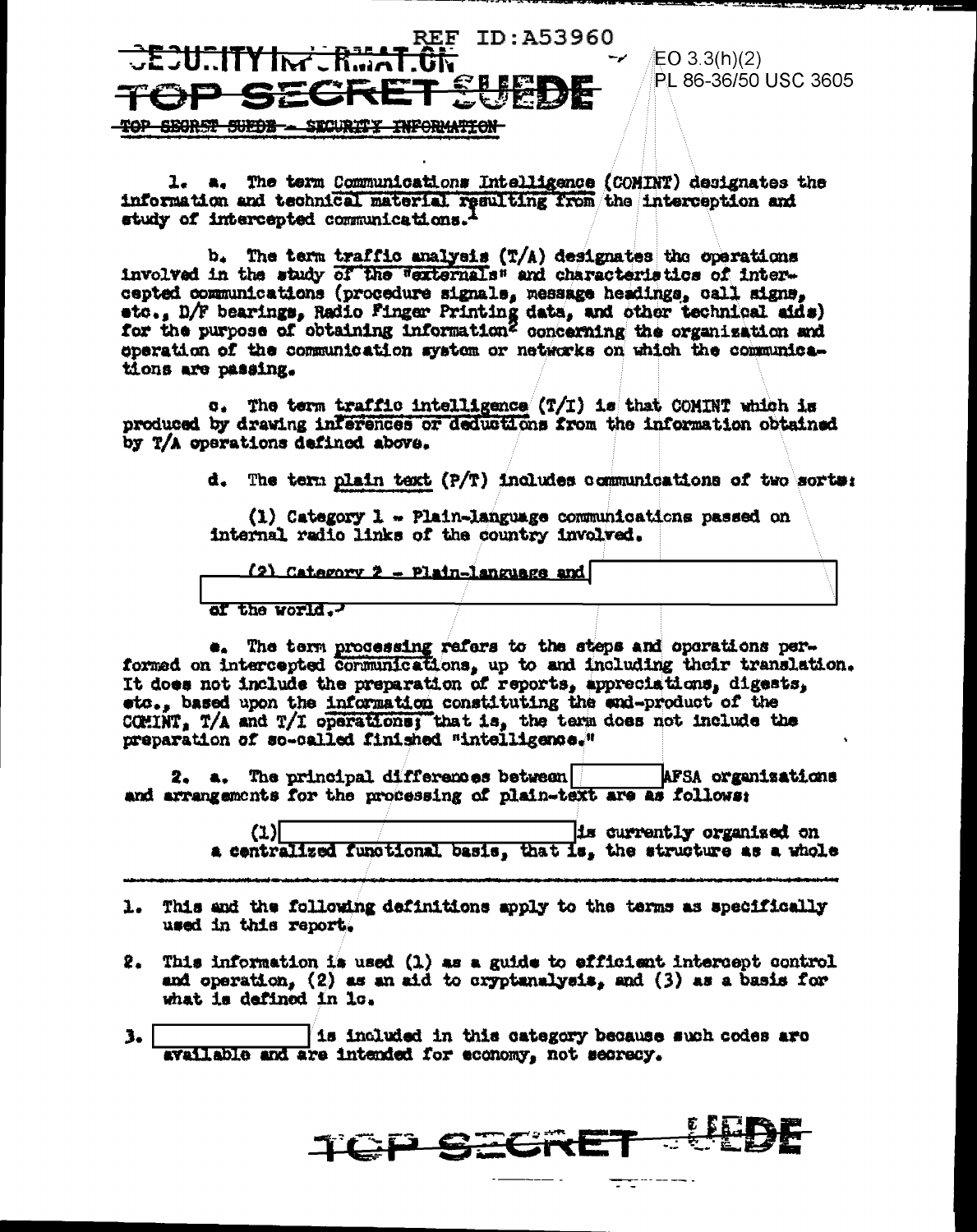REF ID:A53960

EO 3.3(h)(2)
PL 86-36/50 USC 3605

TOP SECRET SUEDE - SECURITY INFORMATION

1. a. The term Communications Intelligence (COMINT) designates the information and technical material resulting from the interception and study of intercepted communications.[1]

b. The term traffic analysis (T/A) designates the operations involved in the study of the "externals" and characteristics of intercepted communications (procedure signals, message headings, call signs, etc., D/F bearings, Radio Finger Printing data, and other technical aids) for the purpose of obtaining information[2] concerning the organization and operation of the communication system or networks on which the communications are passing.

c. The term traffic intelligence (T/I) is that COMINT which is produced by drawing inferences or deductions from the information obtained by T/A operations defined above.

d. The term plain text (P/T) includes communications of two sorts:

(1) Category 1 - Plain-language communications passed on internal radio links of the country involved.

(2) Category 2 - Plain-language and [REDACTED] of the world.[3]

e. The term processing refers to the steps and operations performed on intercepted communications, up to and including their translation. It does not include the preparation of reports, appreciations, digests, etc., based upon the information constituting the end-product of the COMINT, T/A and T/I operations; that is, the term does not include the preparation of so-called finished "intelligence."

2. a. The principal differences between [REDACTED] AFSA organizations and arrangements for the processing of plain-text are as follows:

(1) [REDACTED] is currently organized on a centralized functional basis, that is, the structure as a whole

---

1. This and the following definitions apply to the terms as specifically used in this report.

2. This information is used (1) as a guide to efficient intercept control and operation, (2) as an aid to cryptanalysis, and (3) as a basis for what is defined in 1c.

3. [REDACTED] is included in this category because such codes are available and are intended for economy, not secrecy.

TOP SECRET SUEDE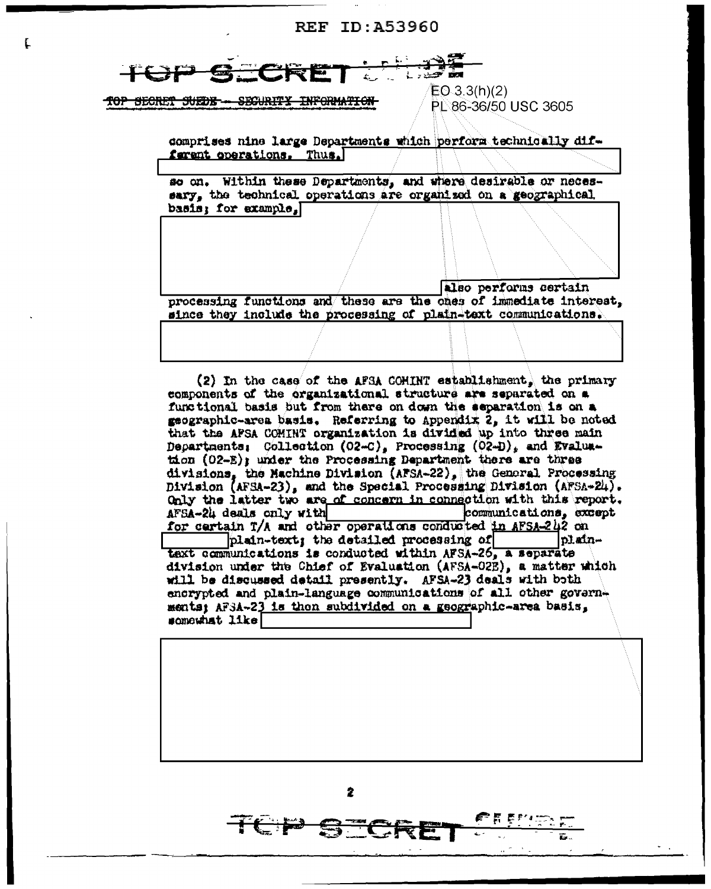TOP SECRET SUEDE — SECURITY INFORMATION

EO 3.3(h)(2)
PL 86-36/50 USC 3605

comprises nine large Departments which perform technically different operations. Thus, [redacted]

so on. Within these Departments, and where desirable or necessary, the technical operations are organized on a geographical basis; for example, [redacted]

[redacted] also performs certain processing functions and these are the ones of immediate interest, since they include the processing of plain-text communications. [redacted]

(2) In the case of the AFSA COMINT establishment, the primary components of the organizational structure are separated on a functional basis but from there on down the separation is on a geographic-area basis. Referring to Appendix 2, it will be noted that the AFSA COMINT organization is divided up into three main Departments: Collection (02-C), Processing (02-D), and Evaluation (02-E); under the Processing Department there are three divisions, the Machine Division (AFSA-22), the General Processing Division (AFSA-23), and the Special Processing Division (AFSA-24). Only the latter two are of concern in connection with this report. AFSA-24 deals only with [redacted] communications, except for certain T/A and other operations conducted in AFSA-242 on [redacted] plain-text; the detailed processing of [redacted] plain-text communications is conducted within AFSA-26, a separate division under the Chief of Evaluation (AFSA-02E), a matter which will be discussed detail presently. AFSA-23 deals with both encrypted and plain-language communications of all other governments; AFSA-23 is then subdivided on a geographic-area basis, somewhat like [redacted]

[redacted]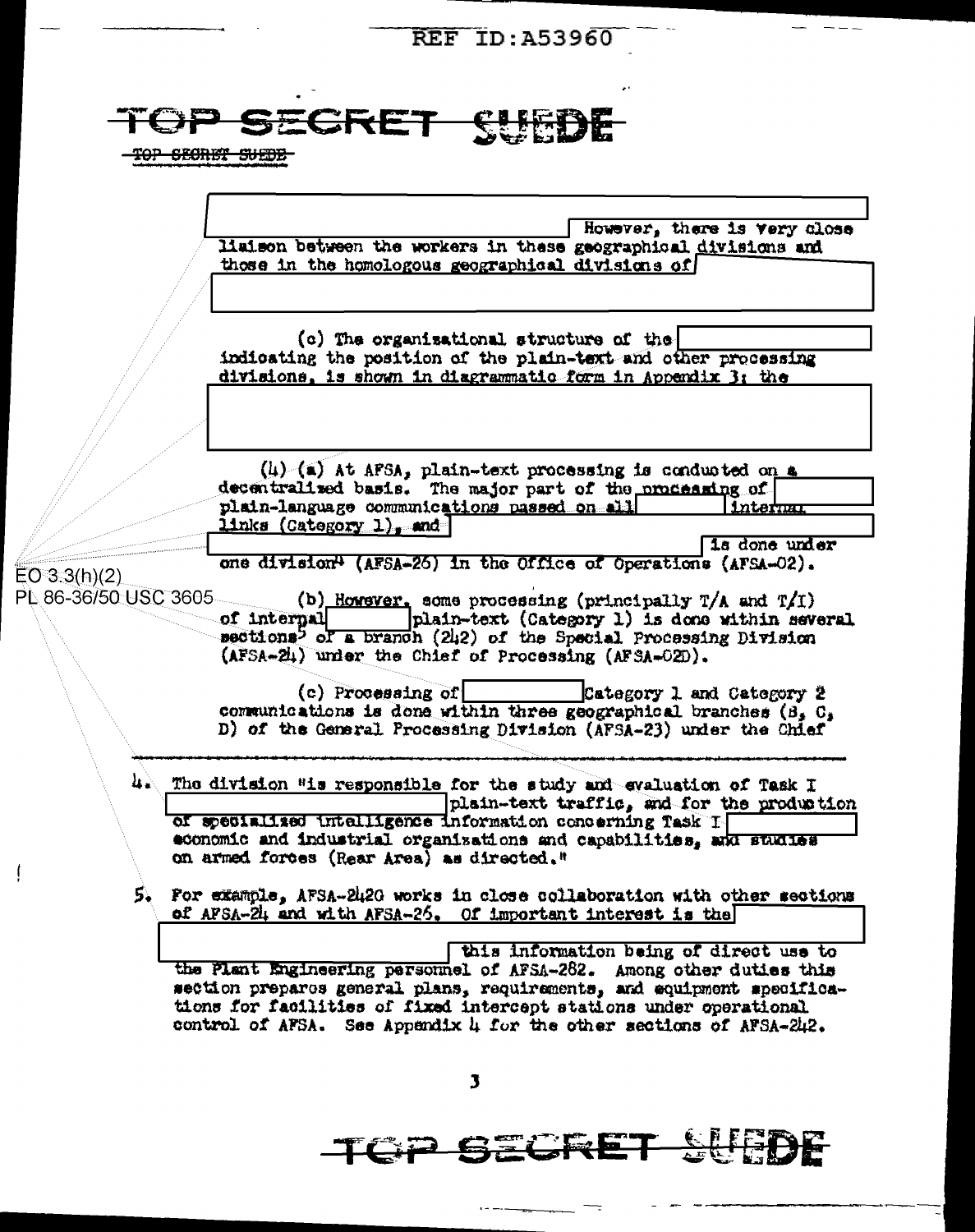TOP SECRET SUEDE

TOP SECRET SUEDE

[REDACTED] However, there is very close liaison between the workers in these geographical divisions and those in the homologous geographical divisions of [REDACTED]

(c) The organizational structure of the [REDACTED] indicating the position of the plain-text and other processing divisions, is shown in diagrammatic form in Appendix 3; the [REDACTED]

(4) (a) At AFSA, plain-text processing is conducted on a decentralized basis. The major part of the processing of [REDACTED] plain-language communications passed on all [REDACTED] internal links (Category 1), and [REDACTED] is done under one division[4] (AFSA-26) in the Office of Operations (AFSA-02).

EO 3.3(h)(2)
PL 86-36/50 USC 3605

(b) However, some processing (principally T/A and T/I) of internal [REDACTED] plain-text (Category 1) is done within several sections[5] of a branch (242) of the Special Processing Division (AFSA-24) under the Chief of Processing (AFSA-02D).

(c) Processing of [REDACTED] Category 1 and Category 2 communications is done within three geographical branches (B, C, D) of the General Processing Division (AFSA-23) under the Chief

---

4. The division "is responsible for the study and evaluation of Task I [REDACTED] plain-text traffic, and for the production of specialized intelligence information concerning Task I [REDACTED] economic and industrial organizations and capabilities, and studies on armed forces (Rear Area) as directed."

5. For example, AFSA-2420 works in close collaboration with other sections of AFSA-24 and with AFSA-26. Of important interest is the [REDACTED] this information being of direct use to the Plant Engineering personnel of AFSA-282. Among other duties this section prepares general plans, requirements, and equipment specifications for facilities of fixed intercept stations under operational control of AFSA. See Appendix 4 for the other sections of AFSA-242.

TOP SECRET SUEDE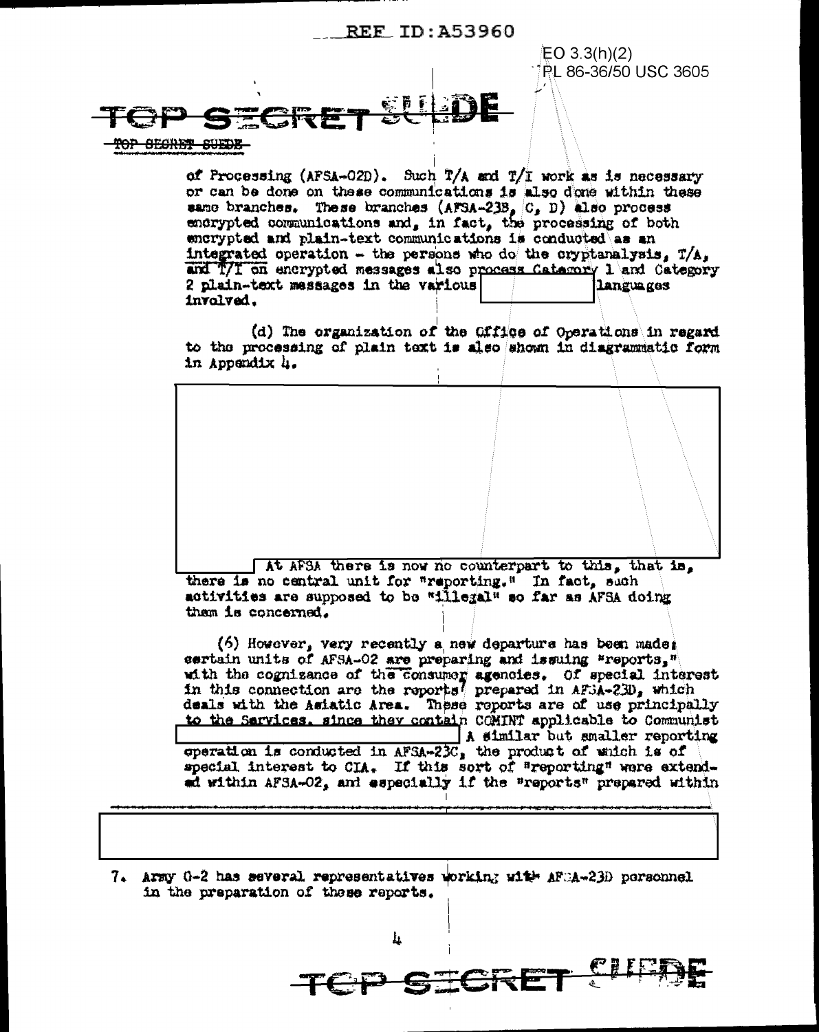EO 3.3(h)(2)
PL 86-36/50 USC 3605

**TOP SECRET SUEDE**

of Processing (AFSA-02D). Such T/A and T/I work as is necessary or can be done on these communications is also done within these same branches. These branches (AFSA-23B, C, D) also process encrypted communications and, in fact, the processing of both encrypted and plain-text communications is conducted as an integrated operation - the persons who do the cryptanalysis, T/A, and T/I on encrypted messages also process Category 1 and Category 2 plain-text messages in the various [REDACTED] languages involved.

(d) The organization of the Office of Operations in regard to the processing of plain text is also shown in diagrammatic form in Appendix 4.

[REDACTED] At AFSA there is now no counterpart to this, that is, there is no central unit for "reporting." In fact, such activities are supposed to be "illegal" so far as AFSA doing them is concerned.

(6) However, very recently a new departure has been made: certain units of AFSA-02 are preparing and issuing "reports," with the cognizance of the consumer agencies. Of special interest in this connection are the reports[7] prepared in AFSA-23D, which deals with the Asiatic Area. These reports are of use principally to the Services, since they contain COMINT applicable to Communist [REDACTED] A similar but smaller reporting operation is conducted in AFSA-23C, the product of which is of special interest to CIA. If this sort of "reporting" were extended within AFSA-02, and especially if the "reports" prepared within

[REDACTED]

7. Army G-2 has several representatives working with AFSA-23D personnel in the preparation of these reports.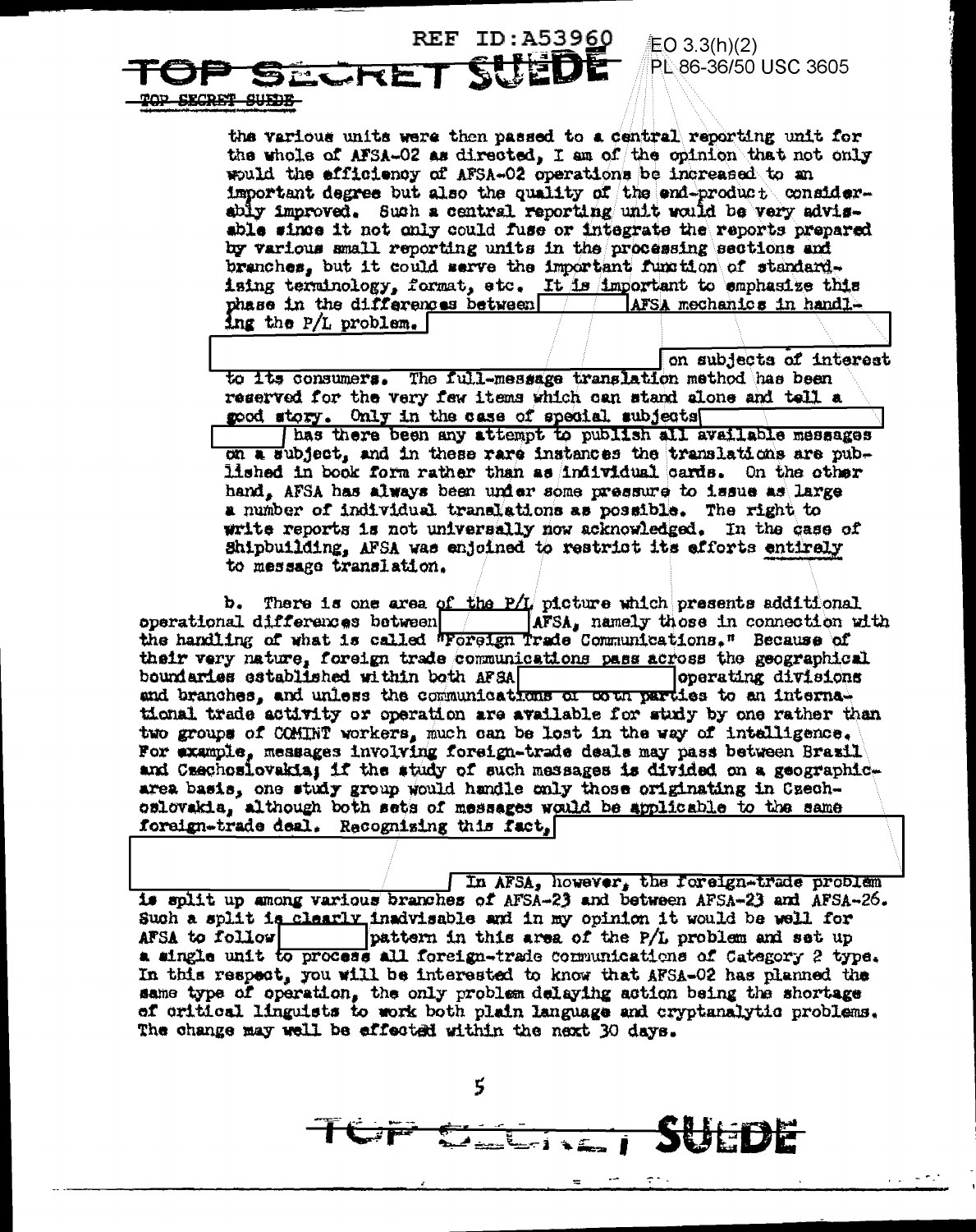REF ID:A53960

TOP SECRET SUEDE

EO 3.3(h)(2)
PL 86-36/50 USC 3605

the various units were then passed to a central reporting unit for the whole of AFSA-02 as directed, I am of the opinion that not only would the efficiency of AFSA-02 operations be increased to an important degree but also the quality of the end-product considerably improved. Such a central reporting unit would be very advisable since it not only could fuse or integrate the reports prepared by various small reporting units in the processing sections and branches, but it could serve the important function of standardizing terminology, format, etc. It is important to emphasize this phase in the differences between [ ] AFSA mechanics in handling the P/L problem. [ ] on subjects of interest to its consumers. The full-message translation method has been reserved for the very few items which can stand alone and tell a good story. Only in the case of special subjects [ ] has there been any attempt to publish all available messages on a subject, and in these rare instances the translations are published in book form rather than as individual cards. On the other hand, AFSA has always been under some pressure to issue as large a number of individual translations as possible. The right to write reports is not universally now acknowledged. In the case of Shipbuilding, AFSA was enjoined to restrict its efforts entirely to message translation.

b. There is one area of the P/L picture which presents additional operational differences between [ ] AFSA, namely those in connection with the handling of what is called "Foreign Trade Communications." Because of their very nature, foreign trade communications pass across the geographical boundaries established within both AFSA [ ] operating divisions and branches, and unless the communications of both parties to an international trade activity or operation are available for study by one rather than two groups of COMINT workers, much can be lost in the way of intelligence. For example, messages involving foreign-trade deals may pass between Brazil and Czechoslovakia; if the study of such messages is divided on a geographic-area basis, one study group would handle only those originating in Czechoslovakia, although both sets of messages would be applicable to the same foreign-trade deal. Recognizing this fact, [ ] In AFSA, however, the foreign-trade problem is split up among various branches of AFSA-23 and between AFSA-23 and AFSA-26. Such a split is clearly inadvisable and in my opinion it would be well for AFSA to follow [ ] pattern in this area of the P/L problem and set up a single unit to process all foreign-trade communications of Category 2 type. In this respect, you will be interested to know that AFSA-02 has planned the same type of operation, the only problem delaying action being the shortage of critical linguists to work both plain language and cryptanalytic problems. The change may well be effected within the next 30 days.

TOP SECRET SUEDE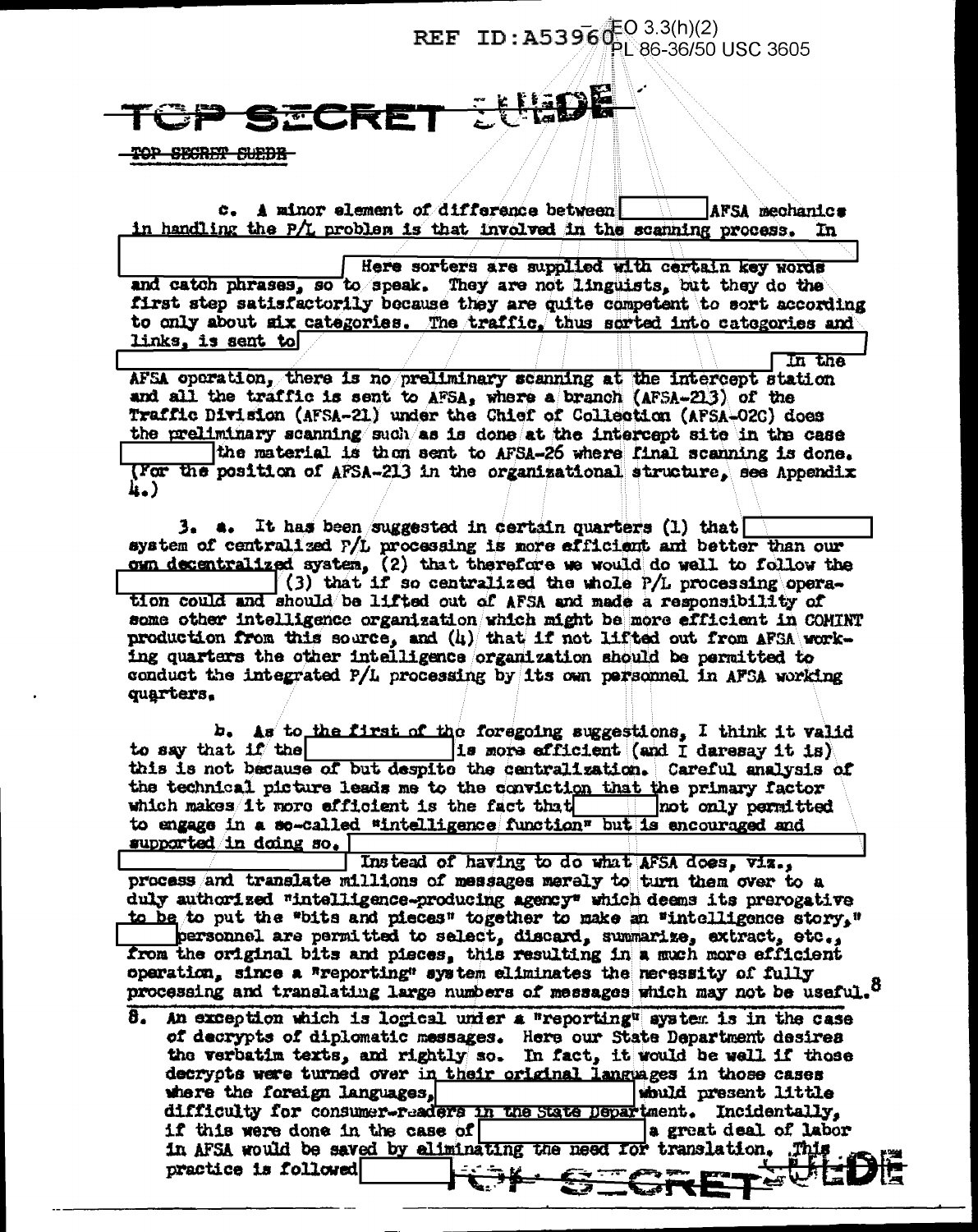TOP SECRET SUEDE

c. A minor element of difference between [REDACTED] AFSA mechanics in handling the P/L problem is that involved in the scanning process. In [REDACTED] Here sorters are supplied with certain key words and catch phrases, so to speak. They are not linguists, but they do the first step satisfactorily because they are quite competent to sort according to only about six categories. The traffic, thus sorted into categories and links, is sent to [REDACTED] In the AFSA operation, there is no preliminary scanning at the intercept station and all the traffic is sent to AFSA, where a branch (AFSA-213) of the Traffic Division (AFSA-21) under the Chief of Collection (AFSA-02C) does the preliminary scanning such as is done at the intercept site in the case [REDACTED] the material is then sent to AFSA-26 where final scanning is done. (For the position of AFSA-213 in the organizational structure, see Appendix 4.)

3. a. It has been suggested in certain quarters (1) that [REDACTED] system of centralized P/L processing is more efficient and better than our own decentralized system, (2) that therefore we would do well to follow the [REDACTED] (3) that if so centralized the whole P/L processing operation could and should be lifted out of AFSA and made a responsibility of some other intelligence organization which might be more efficient in COMINT production from this source, and (4) that if not lifted out from AFSA working quarters the other intelligence organization should be permitted to conduct the integrated P/L processing by its own personnel in AFSA working quarters.

b. As to the first of the foregoing suggestions, I think it valid to say that if the [REDACTED] is more efficient (and I daresay it is) this is not because of but despite the centralization. Careful analysis of the technical picture leads me to the conviction that the primary factor which makes it more efficient is the fact that [REDACTED] not only permitted to engage in a so-called "intelligence function" but is encouraged and supported in doing so. [REDACTED] Instead of having to do what AFSA does, viz., process and translate millions of messages merely to turn them over to a duly authorized "intelligence-producing agency" which deems its prerogative to be to put the "bits and pieces" together to make an "intelligence story," [REDACTED] personnel are permitted to select, discard, summarize, extract, etc., from the original bits and pieces, this resulting in a much more efficient operation, since a "reporting" system eliminates the necessity of fully processing and translating large numbers of messages which may not be useful.[8]

8. An exception which is logical under a "reporting" system is in the case of decrypts of diplomatic messages. Here our State Department desires the verbatim texts, and rightly so. In fact, it would be well if those decrypts were turned over in their original languages in those cases where the foreign languages, [REDACTED] would present little difficulty for consumer-readers in the State Department. Incidentally, if this were done in the case of [REDACTED] a great deal of labor in AFSA would be saved by eliminating the need for translation. This practice is followed [REDACTED]

TOP SECRET SUEDE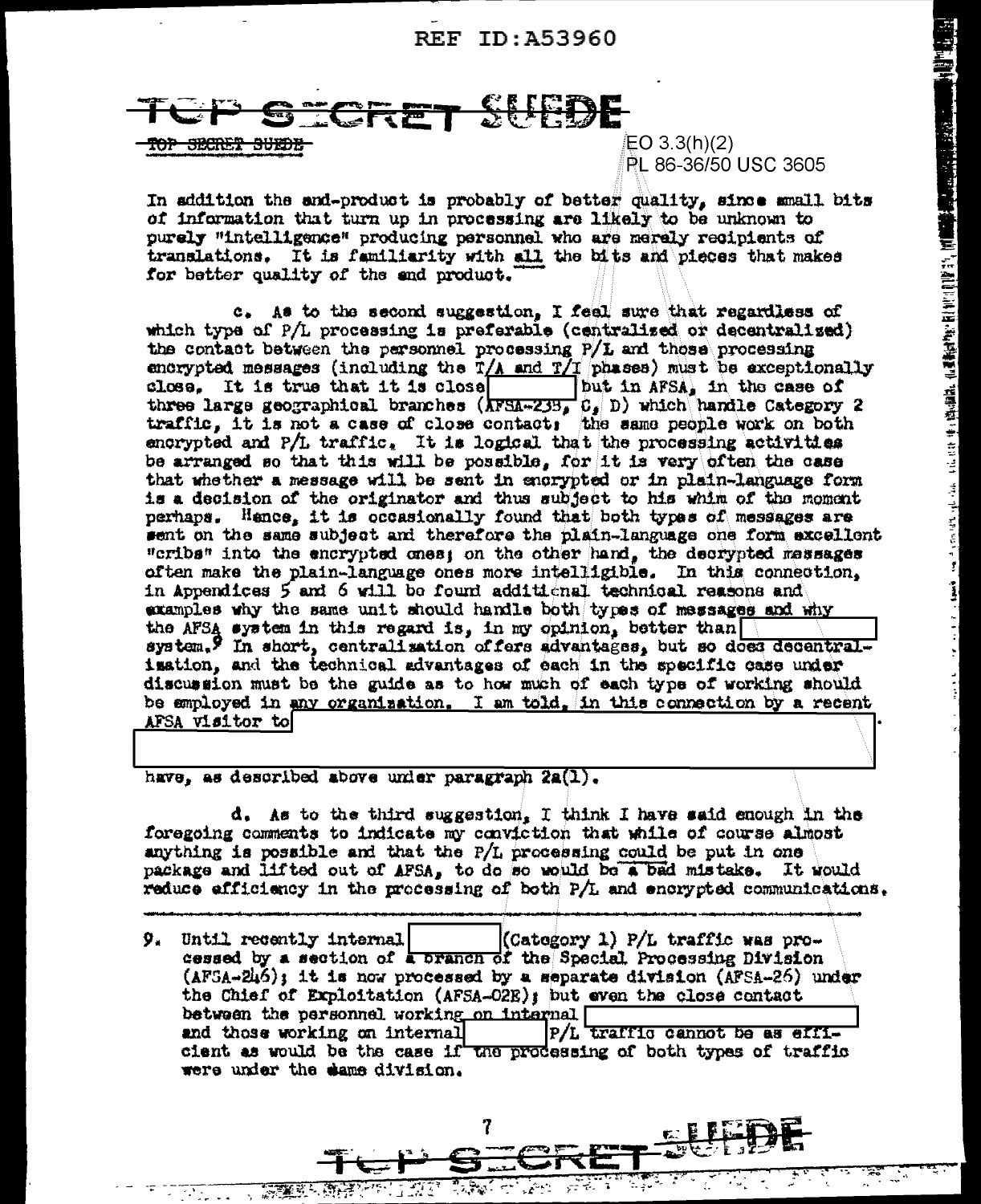EO 3.3(h)(2)
PL 86-36/50 USC 3605

In addition the end-product is probably of better quality, since small bits of information that turn up in processing are likely to be unknown to purely "intelligence" producing personnel who are merely recipients of translations. It is familiarity with all the bits and pieces that makes for better quality of the end product.

c. As to the second suggestion, I feel sure that regardless of which type of P/L processing is preferable (centralized or decentralized) the contact between the personnel processing P/L and those processing encrypted messages (including the T/A and T/I phases) must be exceptionally close. It is true that it is close [ ] but in AFSA, in the case of three large geographical branches (AFSA-23B, C, D) which handle Category 2 traffic, it is not a case of close contact; the same people work on both encrypted and P/L traffic. It is logical that the processing activities be arranged so that this will be possible, for it is very often the case that whether a message will be sent in encrypted or in plain-language form is a decision of the originator and thus subject to his whim of the moment perhaps. Hence, it is occasionally found that both types of messages are sent on the same subject and therefore the plain-language one form excellent "cribs" into the encrypted ones; on the other hand, the decrypted messages often make the plain-language ones more intelligible. In this connection, in Appendices 5 and 6 will be found additional technical reasons and examples why the same unit should handle both types of messages and why the AFSA system in this regard is, in my opinion, better than [ ] system.[9] In short, centralization offers advantages, but so does decentralization, and the technical advantages of each in the specific case under discussion must be the guide as to how much of each type of working should be employed in any organization. I am told, in this connection by a recent AFSA visitor to [ ]

[ ]

have, as described above under paragraph 2a(1).

d. As to the third suggestion, I think I have said enough in the foregoing comments to indicate my conviction that while of course almost anything is possible and that the P/L processing could be put in one package and lifted out of AFSA, to do so would be a bad mistake. It would reduce efficiency in the processing of both P/L and encrypted communications.

---

9. Until recently internal [ ] (Category 1) P/L traffic was processed by a section of a branch of the Special Processing Division (AFSA-246); it is now processed by a separate division (AFSA-26) under the Chief of Exploitation (AFSA-02E); but even the close contact between the personnel working on internal [ ] and those working on internal [ ] P/L traffic cannot be as efficient as would be the case if the processing of both types of traffic were under the same division.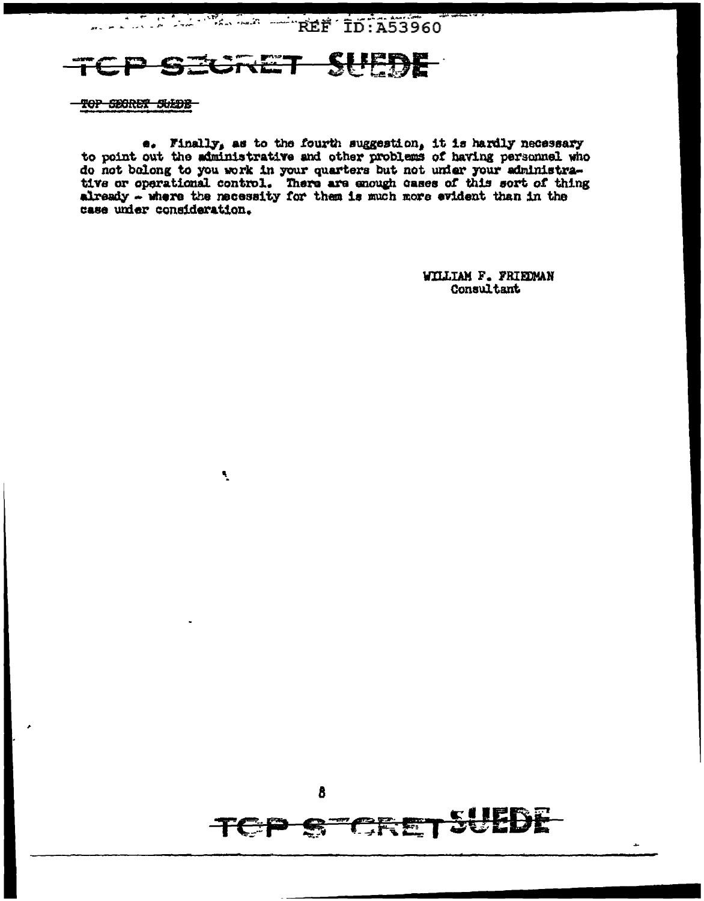e. Finally, as to the fourth suggestion, it is hardly necessary to point out the administrative and other problems of having personnel who do not belong to you work in your quarters but not under your administrative or operational control. There are enough cases of this sort of thing already - where the necessity for them is much more evident than in the case under consideration.

WILLIAM F. FRIEDMAN
Consultant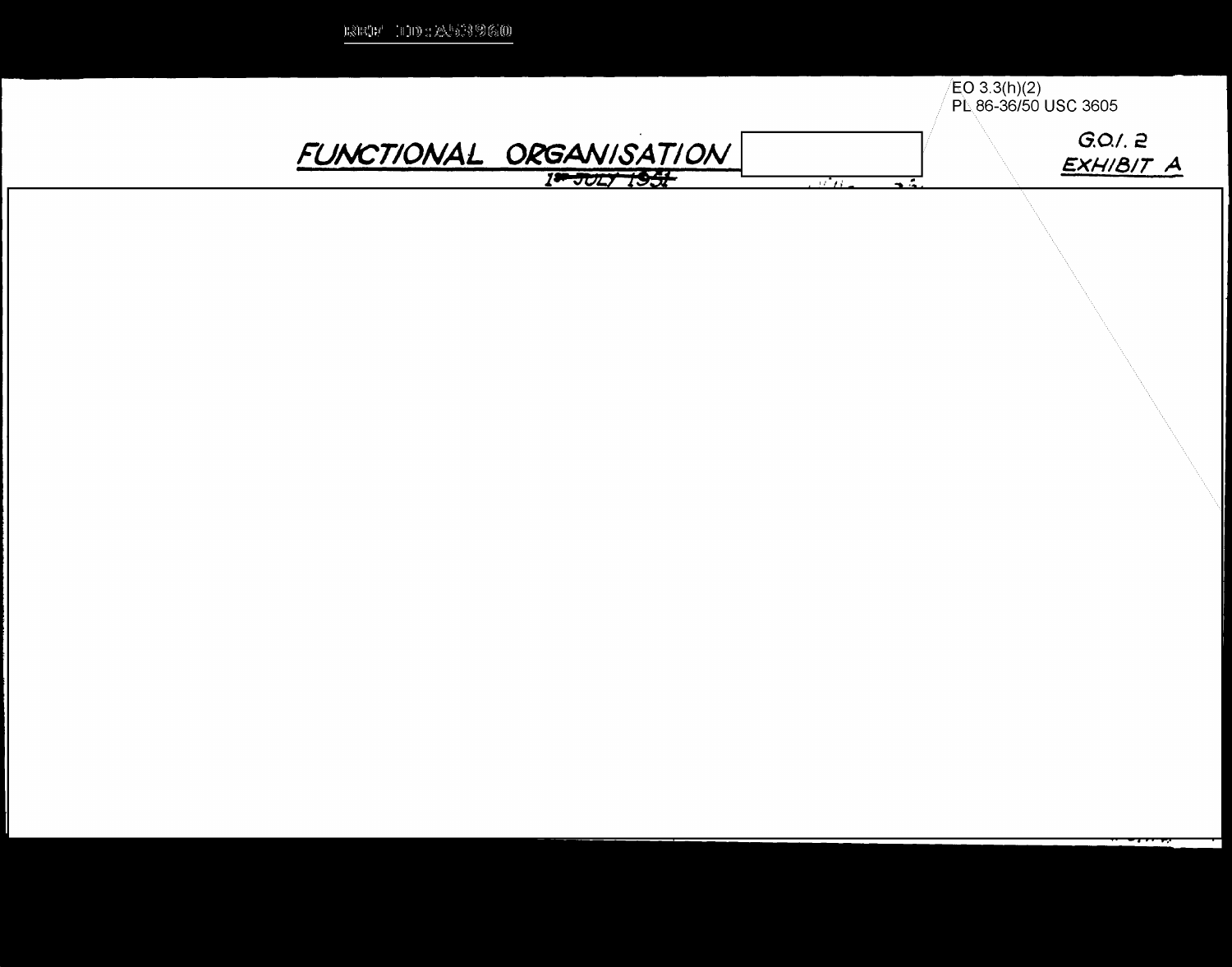EO 3.3(h)(2)
PL 86-36/50 USC 3605

# FUNCTIONAL ORGANISATION

~~1st JULY 1951~~

G.O.I. 2
EXHIBIT A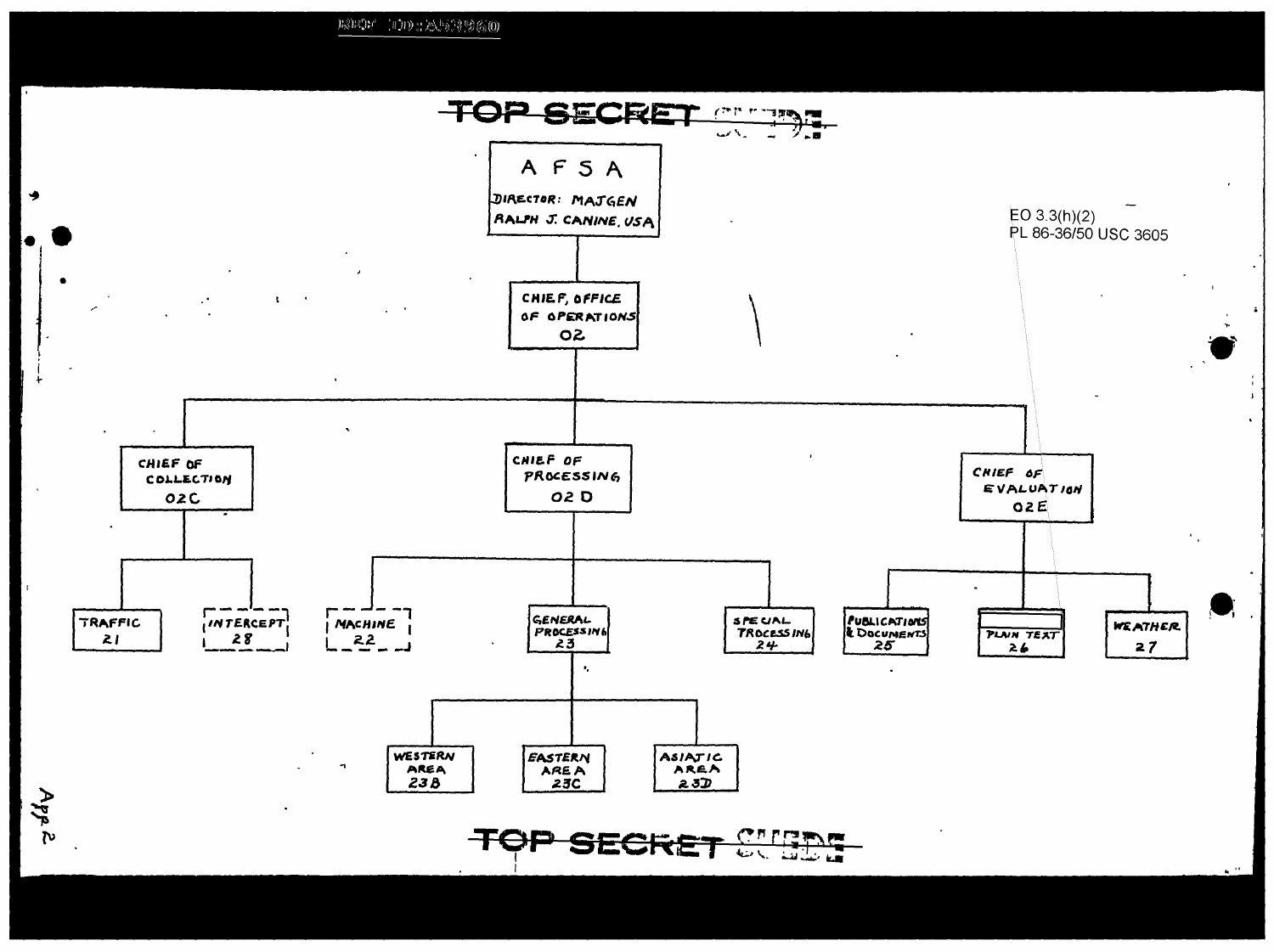REF ID:A53960

~~TOP SECRET~~ SUEDE

EO 3.3(h)(2)
PL 86-36/50 USC 3605

**AFSA**
DIRECTOR: MAJGEN RALPH J. CANINE, USA

- **CHIEF, OFFICE OF OPERATIONS** 02
  - **CHIEF OF COLLECTION** 02C
    - TRAFFIC 21
    - INTERCEPT 28
  - **CHIEF OF PROCESSING** 02D
    - MACHINE 22
    - GENERAL PROCESSING 23
      - WESTERN AREA 23B
      - EASTERN AREA 23C
      - ASIATIC AREA 23D
    - SPECIAL PROCESSING 24
  - **CHIEF OF EVALUATION** 02E
    - PUBLICATIONS & DOCUMENTS 25
    - [redacted] PLAIN TEXT 26
    - WEATHER 27

~~TOP SECRET~~ SUEDE

App 2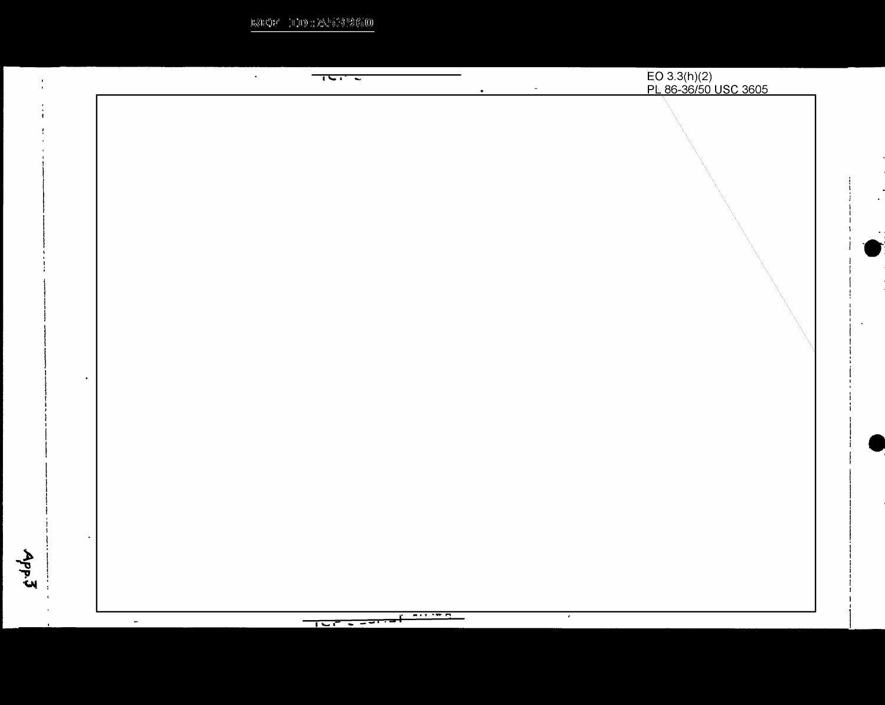EO 3.3(h)(2)
PL 86-36/50 USC 3605

App.3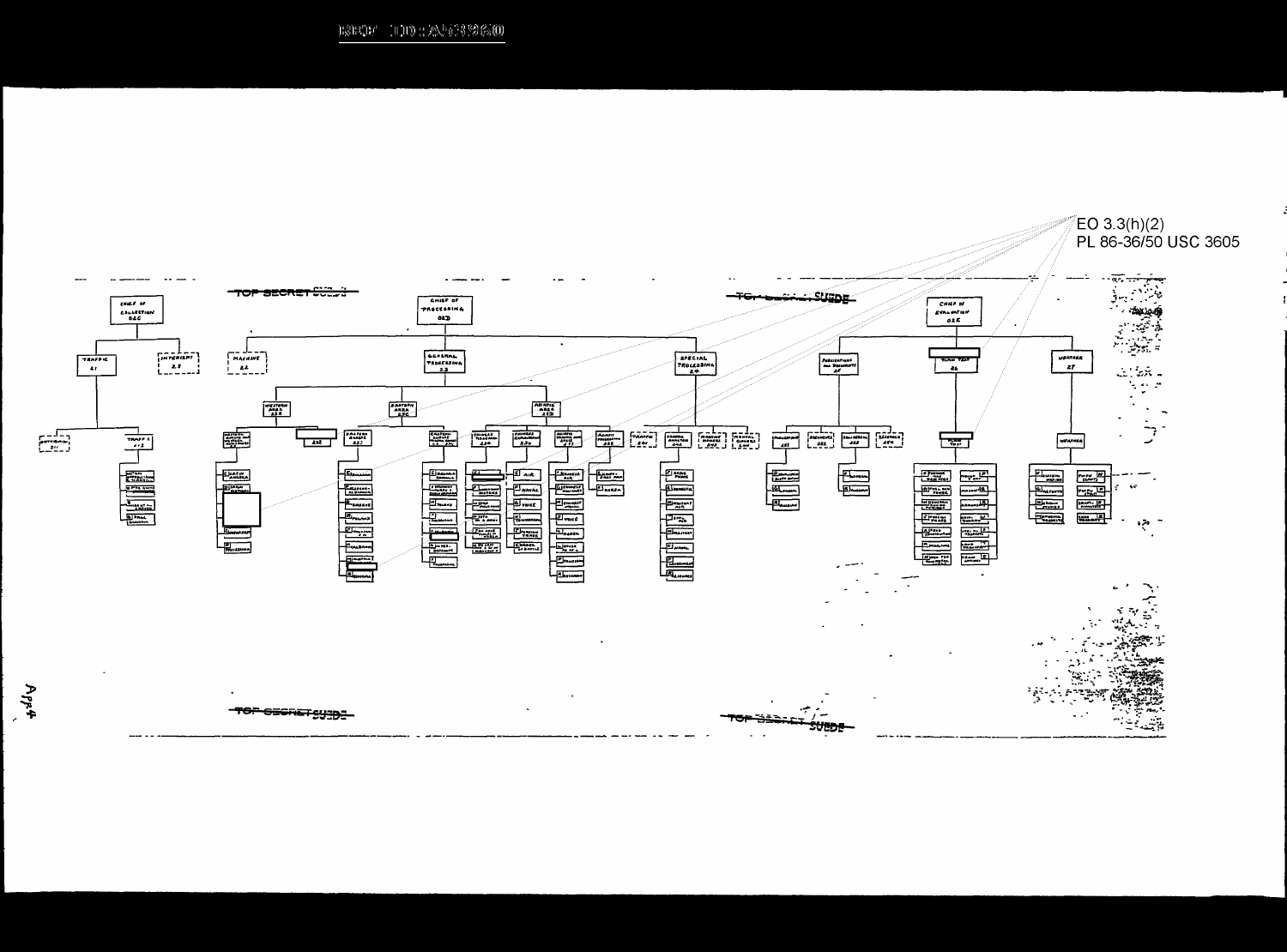REF ID:A58960

EO 3.3(h)(2)
PL 86-36/50 USC 3605

TOP SECRET SUEDE

CHIEF OF COLLECTION 02C

TRAFFIC 21

INTERCEPT 23

CHIEF OF PROCESSING 02D

MACHINE 22

GENERAL PROCESSING 23

WESTERN AREA 23A

EASTERN AREA 23C

ASIATIC AREA 23D

SPECIAL PROCESSING 24

TRAFFIC 241

TRAFFIC ANALYSIS 242

MACHINE CIPHERS 243

MANUAL CIPHERS 244

CHIEF OF EVALUATION 02E

PUBLICATIONS AND DOCUMENTS 25

26

WEATHER 27

PUBLICATIONS 251

DOCUMENTS 252

COLLATERAL 253

REFERENCE 254

WEATHER

TOP SECRET SUEDE

Appx